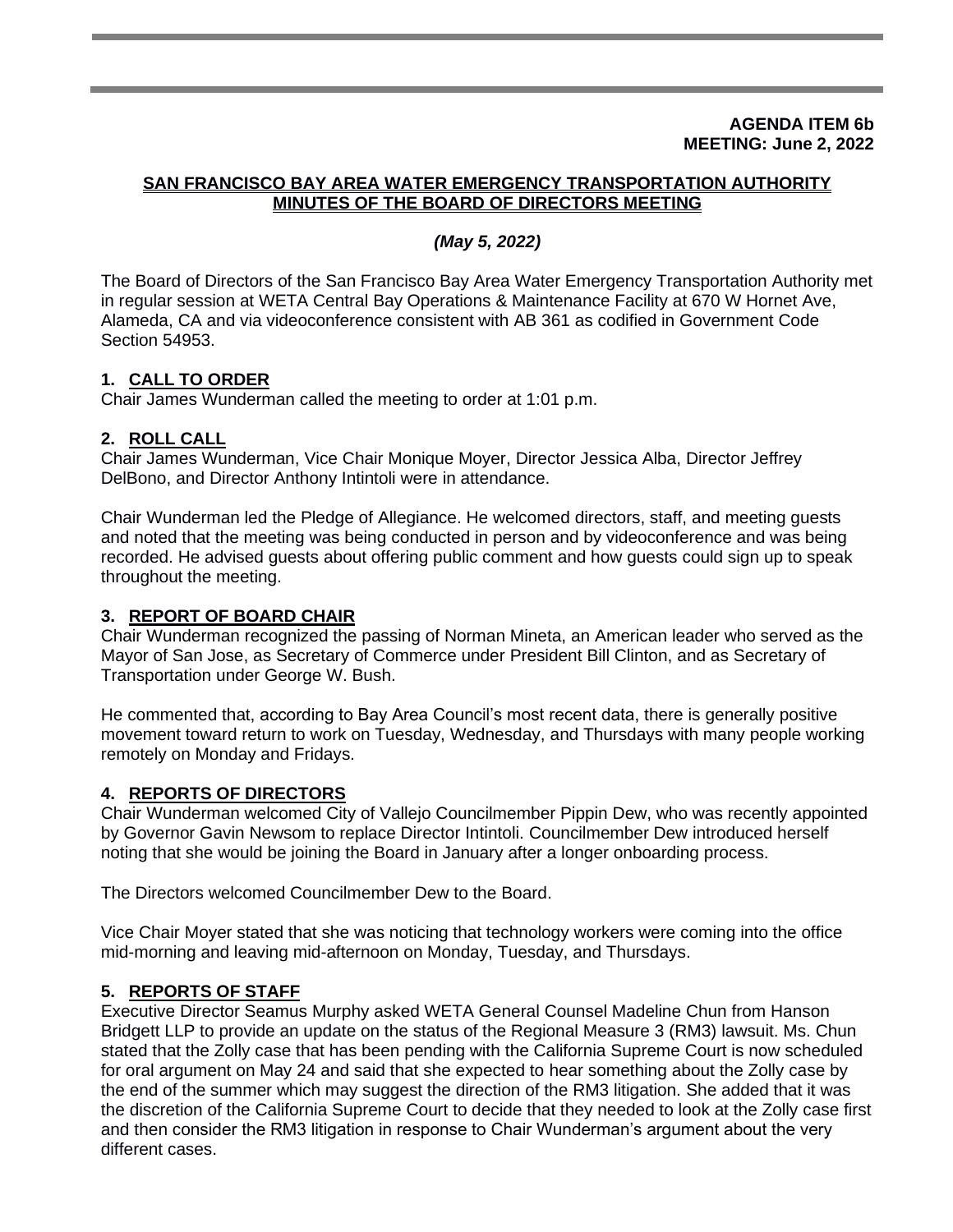**AGENDA ITEM 6b**
**MEETING: June 2, 2022**

## SAN FRANCISCO BAY AREA WATER EMERGENCY TRANSPORTATION AUTHORITY MINUTES OF THE BOARD OF DIRECTORS MEETING

***(May 5, 2022)***

The Board of Directors of the San Francisco Bay Area Water Emergency Transportation Authority met in regular session at WETA Central Bay Operations & Maintenance Facility at 670 W Hornet Ave, Alameda, CA and via videoconference consistent with AB 361 as codified in Government Code Section 54953.

### 1. CALL TO ORDER

Chair James Wunderman called the meeting to order at 1:01 p.m.

### 2. ROLL CALL

Chair James Wunderman, Vice Chair Monique Moyer, Director Jessica Alba, Director Jeffrey DelBono, and Director Anthony Intintoli were in attendance.

Chair Wunderman led the Pledge of Allegiance. He welcomed directors, staff, and meeting guests and noted that the meeting was being conducted in person and by videoconference and was being recorded. He advised guests about offering public comment and how guests could sign up to speak throughout the meeting.

### 3. REPORT OF BOARD CHAIR

Chair Wunderman recognized the passing of Norman Mineta, an American leader who served as the Mayor of San Jose, as Secretary of Commerce under President Bill Clinton, and as Secretary of Transportation under George W. Bush.

He commented that, according to Bay Area Council's most recent data, there is generally positive movement toward return to work on Tuesday, Wednesday, and Thursdays with many people working remotely on Monday and Fridays.

### 4. REPORTS OF DIRECTORS

Chair Wunderman welcomed City of Vallejo Councilmember Pippin Dew, who was recently appointed by Governor Gavin Newsom to replace Director Intintoli. Councilmember Dew introduced herself noting that she would be joining the Board in January after a longer onboarding process.

The Directors welcomed Councilmember Dew to the Board.

Vice Chair Moyer stated that she was noticing that technology workers were coming into the office mid-morning and leaving mid-afternoon on Monday, Tuesday, and Thursdays.

### 5. REPORTS OF STAFF

Executive Director Seamus Murphy asked WETA General Counsel Madeline Chun from Hanson Bridgett LLP to provide an update on the status of the Regional Measure 3 (RM3) lawsuit. Ms. Chun stated that the Zolly case that has been pending with the California Supreme Court is now scheduled for oral argument on May 24 and said that she expected to hear something about the Zolly case by the end of the summer which may suggest the direction of the RM3 litigation. She added that it was the discretion of the California Supreme Court to decide that they needed to look at the Zolly case first and then consider the RM3 litigation in response to Chair Wunderman's argument about the very different cases.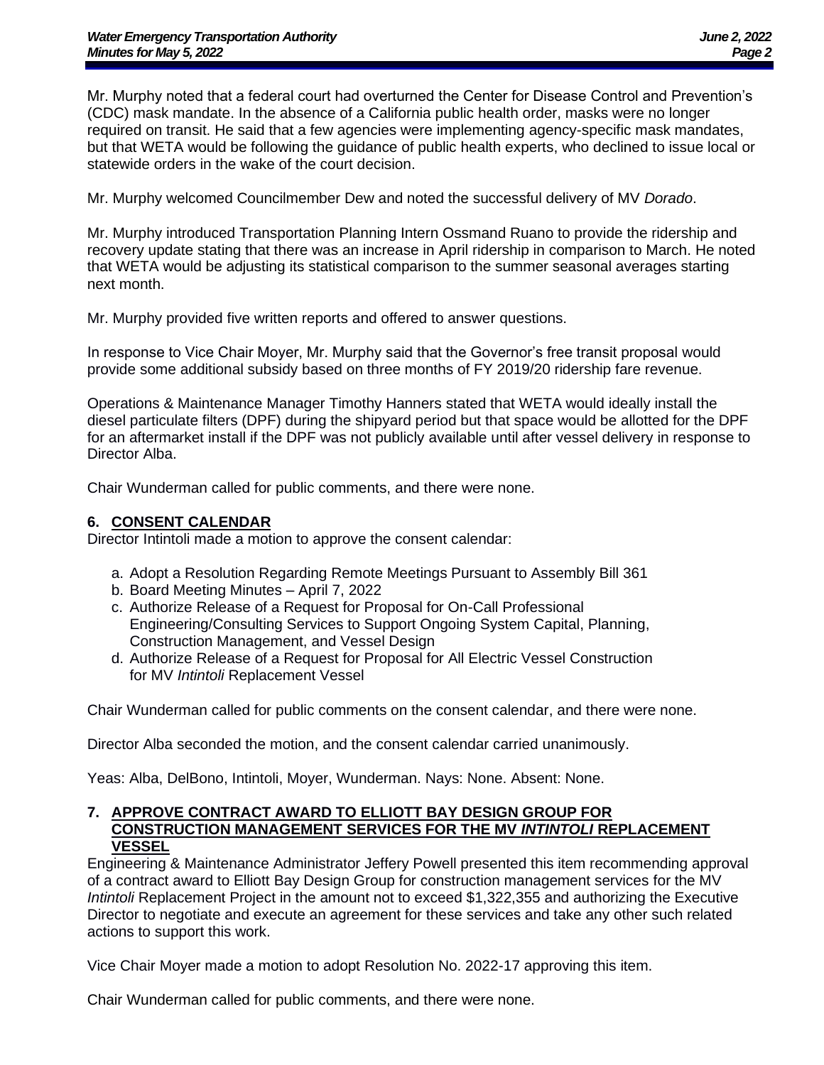Mr. Murphy noted that a federal court had overturned the Center for Disease Control and Prevention's (CDC) mask mandate. In the absence of a California public health order, masks were no longer required on transit. He said that a few agencies were implementing agency-specific mask mandates, but that WETA would be following the guidance of public health experts, who declined to issue local or statewide orders in the wake of the court decision.

Mr. Murphy welcomed Councilmember Dew and noted the successful delivery of MV *Dorado*.

Mr. Murphy introduced Transportation Planning Intern Ossmand Ruano to provide the ridership and recovery update stating that there was an increase in April ridership in comparison to March. He noted that WETA would be adjusting its statistical comparison to the summer seasonal averages starting next month.

Mr. Murphy provided five written reports and offered to answer questions.

In response to Vice Chair Moyer, Mr. Murphy said that the Governor's free transit proposal would provide some additional subsidy based on three months of FY 2019/20 ridership fare revenue.

Operations & Maintenance Manager Timothy Hanners stated that WETA would ideally install the diesel particulate filters (DPF) during the shipyard period but that space would be allotted for the DPF for an aftermarket install if the DPF was not publicly available until after vessel delivery in response to Director Alba.

Chair Wunderman called for public comments, and there were none.

## 6. CONSENT CALENDAR

Director Intintoli made a motion to approve the consent calendar:

a. Adopt a Resolution Regarding Remote Meetings Pursuant to Assembly Bill 361
b. Board Meeting Minutes – April 7, 2022
c. Authorize Release of a Request for Proposal for On-Call Professional Engineering/Consulting Services to Support Ongoing System Capital, Planning, Construction Management, and Vessel Design
d. Authorize Release of a Request for Proposal for All Electric Vessel Construction for MV *Intintoli* Replacement Vessel

Chair Wunderman called for public comments on the consent calendar, and there were none.

Director Alba seconded the motion, and the consent calendar carried unanimously.

Yeas: Alba, DelBono, Intintoli, Moyer, Wunderman. Nays: None. Absent: None.

## 7. APPROVE CONTRACT AWARD TO ELLIOTT BAY DESIGN GROUP FOR CONSTRUCTION MANAGEMENT SERVICES FOR THE MV *INTINTOLI* REPLACEMENT VESSEL

Engineering & Maintenance Administrator Jeffery Powell presented this item recommending approval of a contract award to Elliott Bay Design Group for construction management services for the MV *Intintoli* Replacement Project in the amount not to exceed $1,322,355 and authorizing the Executive Director to negotiate and execute an agreement for these services and take any other such related actions to support this work.

Vice Chair Moyer made a motion to adopt Resolution No. 2022-17 approving this item.

Chair Wunderman called for public comments, and there were none.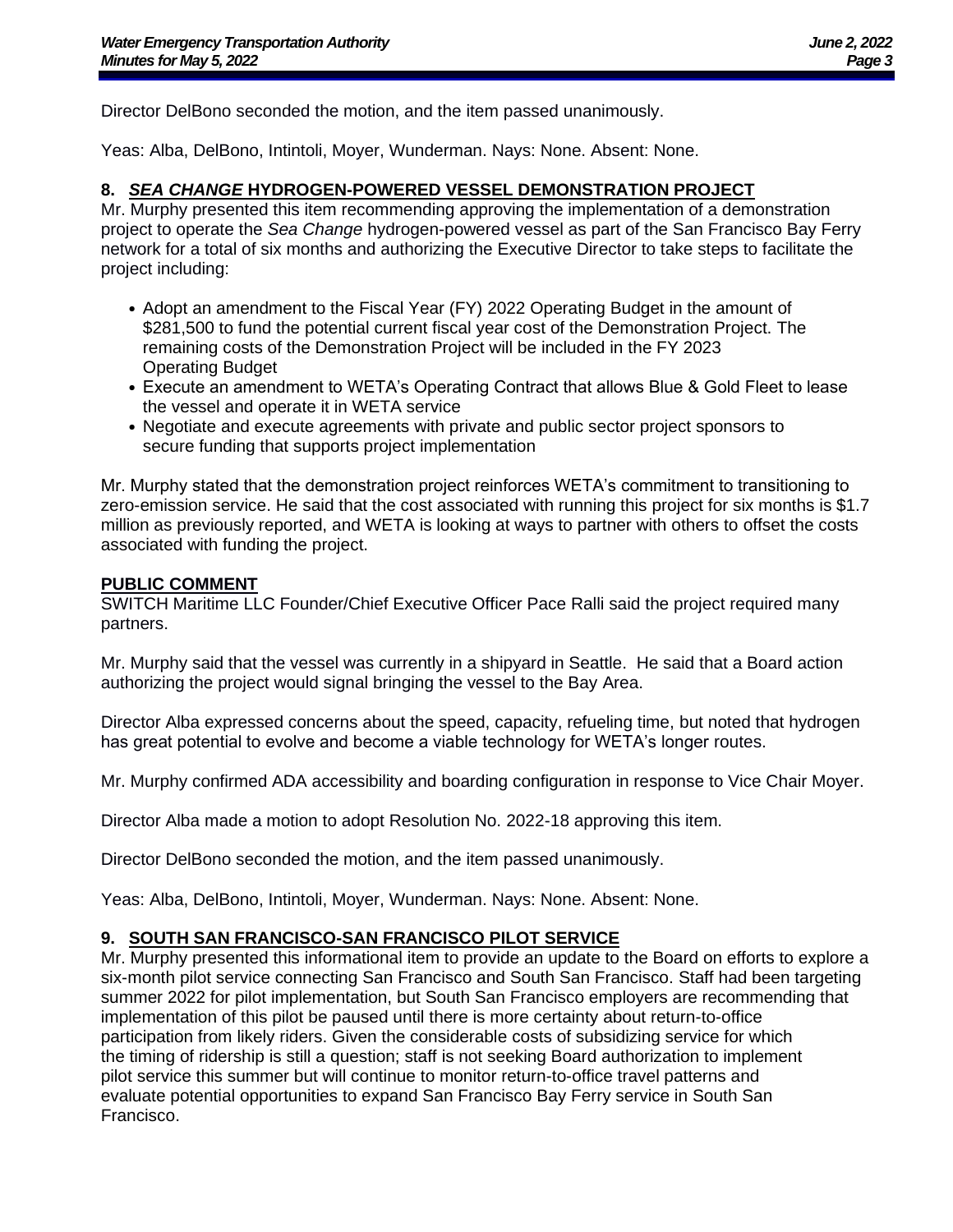Director DelBono seconded the motion, and the item passed unanimously.

Yeas: Alba, DelBono, Intintoli, Moyer, Wunderman. Nays: None. Absent: None.

## 8. *SEA CHANGE* HYDROGEN-POWERED VESSEL DEMONSTRATION PROJECT

Mr. Murphy presented this item recommending approving the implementation of a demonstration project to operate the *Sea Change* hydrogen-powered vessel as part of the San Francisco Bay Ferry network for a total of six months and authorizing the Executive Director to take steps to facilitate the project including:

- Adopt an amendment to the Fiscal Year (FY) 2022 Operating Budget in the amount of $281,500 to fund the potential current fiscal year cost of the Demonstration Project. The remaining costs of the Demonstration Project will be included in the FY 2023 Operating Budget
- Execute an amendment to WETA's Operating Contract that allows Blue & Gold Fleet to lease the vessel and operate it in WETA service
- Negotiate and execute agreements with private and public sector project sponsors to secure funding that supports project implementation

Mr. Murphy stated that the demonstration project reinforces WETA's commitment to transitioning to zero-emission service. He said that the cost associated with running this project for six months is $1.7 million as previously reported, and WETA is looking at ways to partner with others to offset the costs associated with funding the project.

**PUBLIC COMMENT**

SWITCH Maritime LLC Founder/Chief Executive Officer Pace Ralli said the project required many partners.

Mr. Murphy said that the vessel was currently in a shipyard in Seattle. He said that a Board action authorizing the project would signal bringing the vessel to the Bay Area.

Director Alba expressed concerns about the speed, capacity, refueling time, but noted that hydrogen has great potential to evolve and become a viable technology for WETA's longer routes.

Mr. Murphy confirmed ADA accessibility and boarding configuration in response to Vice Chair Moyer.

Director Alba made a motion to adopt Resolution No. 2022-18 approving this item.

Director DelBono seconded the motion, and the item passed unanimously.

Yeas: Alba, DelBono, Intintoli, Moyer, Wunderman. Nays: None. Absent: None.

## 9. SOUTH SAN FRANCISCO-SAN FRANCISCO PILOT SERVICE

Mr. Murphy presented this informational item to provide an update to the Board on efforts to explore a six-month pilot service connecting San Francisco and South San Francisco. Staff had been targeting summer 2022 for pilot implementation, but South San Francisco employers are recommending that implementation of this pilot be paused until there is more certainty about return-to-office participation from likely riders. Given the considerable costs of subsidizing service for which the timing of ridership is still a question; staff is not seeking Board authorization to implement pilot service this summer but will continue to monitor return-to-office travel patterns and evaluate potential opportunities to expand San Francisco Bay Ferry service in South San Francisco.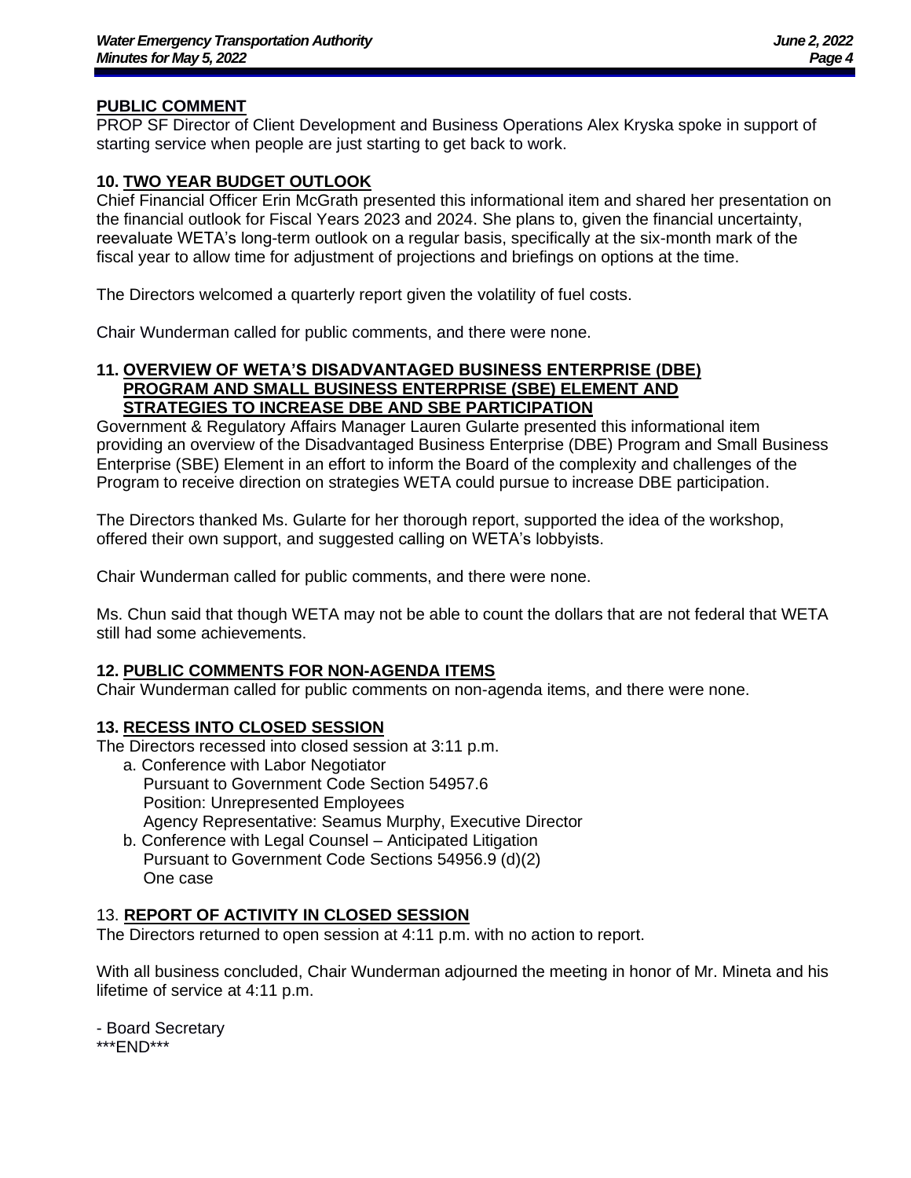**PUBLIC COMMENT**
PROP SF Director of Client Development and Business Operations Alex Kryska spoke in support of starting service when people are just starting to get back to work.

**10. TWO YEAR BUDGET OUTLOOK**
Chief Financial Officer Erin McGrath presented this informational item and shared her presentation on the financial outlook for Fiscal Years 2023 and 2024. She plans to, given the financial uncertainty, reevaluate WETA's long-term outlook on a regular basis, specifically at the six-month mark of the fiscal year to allow time for adjustment of projections and briefings on options at the time.

The Directors welcomed a quarterly report given the volatility of fuel costs.

Chair Wunderman called for public comments, and there were none.

**11. OVERVIEW OF WETA'S DISADVANTAGED BUSINESS ENTERPRISE (DBE) PROGRAM AND SMALL BUSINESS ENTERPRISE (SBE) ELEMENT AND STRATEGIES TO INCREASE DBE AND SBE PARTICIPATION**
Government & Regulatory Affairs Manager Lauren Gularte presented this informational item providing an overview of the Disadvantaged Business Enterprise (DBE) Program and Small Business Enterprise (SBE) Element in an effort to inform the Board of the complexity and challenges of the Program to receive direction on strategies WETA could pursue to increase DBE participation.

The Directors thanked Ms. Gularte for her thorough report, supported the idea of the workshop, offered their own support, and suggested calling on WETA's lobbyists.

Chair Wunderman called for public comments, and there were none.

Ms. Chun said that though WETA may not be able to count the dollars that are not federal that WETA still had some achievements.

**12. PUBLIC COMMENTS FOR NON-AGENDA ITEMS**
Chair Wunderman called for public comments on non-agenda items, and there were none.

**13. RECESS INTO CLOSED SESSION**
The Directors recessed into closed session at 3:11 p.m.

a. Conference with Labor Negotiator
   Pursuant to Government Code Section 54957.6
   Position: Unrepresented Employees
   Agency Representative: Seamus Murphy, Executive Director
b. Conference with Legal Counsel – Anticipated Litigation
   Pursuant to Government Code Sections 54956.9 (d)(2)
   One case

13. **REPORT OF ACTIVITY IN CLOSED SESSION**
The Directors returned to open session at 4:11 p.m. with no action to report.

With all business concluded, Chair Wunderman adjourned the meeting in honor of Mr. Mineta and his lifetime of service at 4:11 p.m.

- Board Secretary
***END***